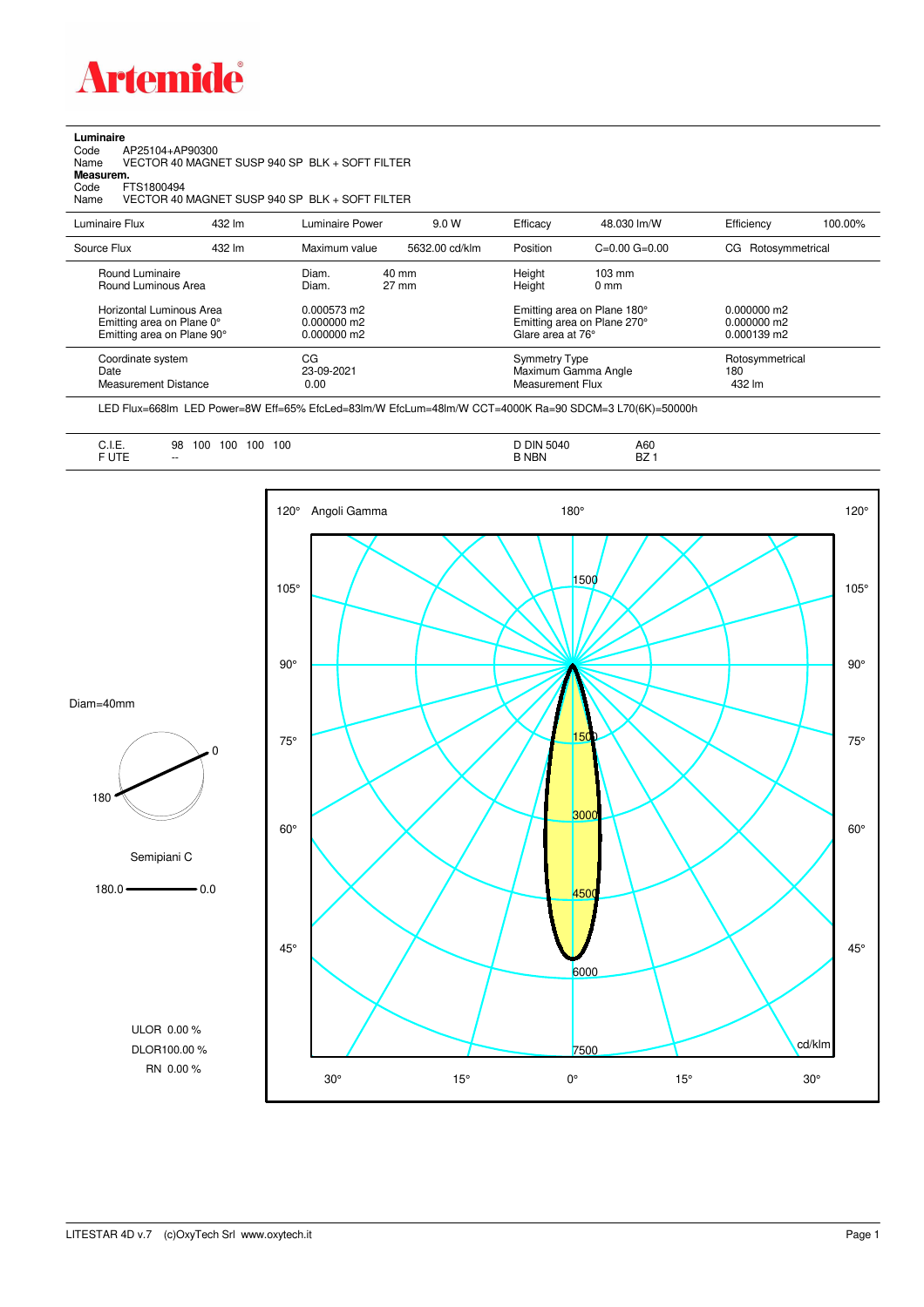# Artemide

**Luminaire**

Code AP25104+AP90300
Name VECTOR 40 MAGNET SUSP 940 SP BLK + SOFT FILTER

**Measurem.**

Code FTS1800494
Name VECTOR 40 MAGNET SUSP 940 SP BLK + SOFT FILTER

| Luminaire Flux | 432 lm | Luminaire Power | 9.0 W | Efficacy | 48.030 lm/W | Efficiency | 100.00% |
|---|---|---|---|---|---|---|---|
| Source Flux | 432 lm | Maximum value | 5632.00 cd/klm | Position | C=0.00 G=0.00 | CG | Rotosymmetrical |

| | | | | |
|---|---|---|---|---|
| Round Luminaire | Diam. 40 mm | Height | 103 mm | |
| Round Luminous Area | Diam. 27 mm | Height | 0 mm | |
| Horizontal Luminous Area | 0.000573 m2 | Emitting area on Plane 180° | | 0.000000 m2 |
| Emitting area on Plane 0° | 0.000000 m2 | Emitting area on Plane 270° | | 0.000000 m2 |
| Emitting area on Plane 90° | 0.000000 m2 | Glare area at 76° | | 0.000139 m2 |

| | | | |
|---|---|---|---|
| Coordinate system | CG | Symmetry Type | Rotosymmetrical |
| Date | 23-09-2021 | Maximum Gamma Angle | 180 |
| Measurement Distance | 0.00 | Measurement Flux | 432 lm |

LED Flux=668lm LED Power=8W Eff=65% EfcLed=83lm/W EfcLum=48lm/W CCT=4000K Ra=90 SDCM=3 L70(6K)=50000h

| | | | |
|---|---|---|---|
| C.I.E. | 98 100 100 100 100 | D DIN 5040 | A60 |
| F UTE | -- | B NBN | BZ 1 |

Diam=40mm

Semipiani C

180.0 — 0.0

ULOR 0.00 %
DLOR100.00 %
RN 0.00 %

Angoli Gamma

cd/klm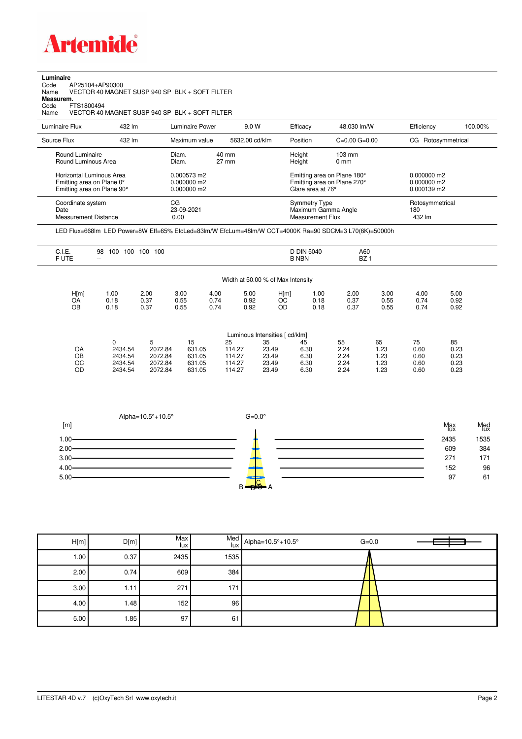# Artemide

**Luminaire**
Code AP25104+AP90300
Name VECTOR 40 MAGNET SUSP 940 SP BLK + SOFT FILTER
**Measurem.**
Code FTS1800494
Name VECTOR 40 MAGNET SUSP 940 SP BLK + SOFT FILTER

| | | | | | | | |
|---|---|---|---|---|---|---|---|
| Luminaire Flux | 432 lm | Luminaire Power | 9.0 W | Efficacy | 48.030 lm/W | Efficiency | 100.00% |
| Source Flux | 432 lm | Maximum value | 5632.00 cd/klm | Position | C=0.00 G=0.00 | CG Rotosymmetrical | |

| | | | | | |
|---|---|---|---|---|---|
| Round Luminaire | Diam. | 40 mm | Height | 103 mm | |
| Round Luminous Area | Diam. | 27 mm | Height | 0 mm | |
| Horizontal Luminous Area | 0.000573 m2 | | Emitting area on Plane 180° | | 0.000000 m2 |
| Emitting area on Plane 0° | 0.000000 m2 | | Emitting area on Plane 270° | | 0.000000 m2 |
| Emitting area on Plane 90° | 0.000000 m2 | | Glare area at 76° | | 0.000139 m2 |

| | | | |
|---|---|---|---|
| Coordinate system | CG | Symmetry Type | Rotosymmetrical |
| Date | 23-09-2021 | Maximum Gamma Angle | 180 |
| Measurement Distance | 0.00 | Measurement Flux | 432 lm |

LED Flux=668lm LED Power=8W Eff=65% EfcLed=83lm/W EfcLum=48lm/W CCT=4000K Ra=90 SDCM=3 L70(6K)=50000h

| | | | |
|---|---|---|---|
| C.I.E. | 98 100 100 100 100 | D DIN 5040 | A60 |
| F UTE | -- | B NBN | BZ 1 |

Width at 50.00 % of Max Intensity

| H[m] | 1.00 | 2.00 | 3.00 | 4.00 | 5.00 | H[m] | 1.00 | 2.00 | 3.00 | 4.00 | 5.00 |
|---|---|---|---|---|---|---|---|---|---|---|---|
| OA | 0.18 | 0.37 | 0.55 | 0.74 | 0.92 | OC | 0.18 | 0.37 | 0.55 | 0.74 | 0.92 |
| OB | 0.18 | 0.37 | 0.55 | 0.74 | 0.92 | OD | 0.18 | 0.37 | 0.55 | 0.74 | 0.92 |

Luminous Intensities [ cd/klm]

| | 0 | 5 | 15 | 25 | 35 | 45 | 55 | 65 | 75 | 85 |
|---|---|---|---|---|---|---|---|---|---|---|
| OA | 2434.54 | 2072.84 | 631.05 | 114.27 | 23.49 | 6.30 | 2.24 | 1.23 | 0.60 | 0.23 |
| OB | 2434.54 | 2072.84 | 631.05 | 114.27 | 23.49 | 6.30 | 2.24 | 1.23 | 0.60 | 0.23 |
| OC | 2434.54 | 2072.84 | 631.05 | 114.27 | 23.49 | 6.30 | 2.24 | 1.23 | 0.60 | 0.23 |
| OD | 2434.54 | 2072.84 | 631.05 | 114.27 | 23.49 | 6.30 | 2.24 | 1.23 | 0.60 | 0.23 |

Alpha=10.5°+10.5°
G=0.0°
[m]
Max lux
Med lux
1.00 2435 1535
2.00 609 384
3.00 271 171
4.00 152 96
5.00 97 61
B D C A

| H[m] | D[m] | Max lux | Med lux | Alpha=10.5°+10.5° G=0.0 |
|---|---|---|---|---|
| 1.00 | 0.37 | 2435 | 1535 | |
| 2.00 | 0.74 | 609 | 384 | |
| 3.00 | 1.11 | 271 | 171 | |
| 4.00 | 1.48 | 152 | 96 | |
| 5.00 | 1.85 | 97 | 61 | |

LITESTAR 4D v.7 (c)OxyTech Srl www.oxytech.it